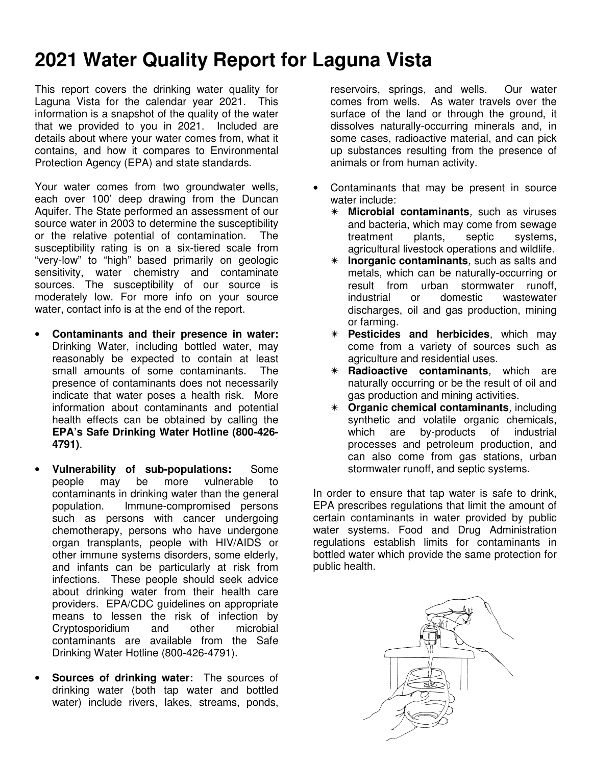# 2021 Water Quality Report for Laguna Vista

This report covers the drinking water quality for Laguna Vista for the calendar year 2021. This information is a snapshot of the quality of the water that we provided to you in 2021. Included are details about where your water comes from, what it contains, and how it compares to Environmental Protection Agency (EPA) and state standards.

Your water comes from two groundwater wells, each over 100' deep drawing from the Duncan Aquifer. The State performed an assessment of our source water in 2003 to determine the susceptibility or the relative potential of contamination. The susceptibility rating is on a six-tiered scale from "very-low" to "high" based primarily on geologic sensitivity, water chemistry and contaminate sources. The susceptibility of our source is moderately low. For more info on your source water, contact info is at the end of the report.

- **Contaminants and their presence in water:** Drinking Water, including bottled water, may reasonably be expected to contain at least small amounts of some contaminants. The presence of contaminants does not necessarily indicate that water poses a health risk. More information about contaminants and potential health effects can be obtained by calling the **EPA's Safe Drinking Water Hotline (800-426-4791)**.

- **Vulnerability of sub-populations:** Some people may be more vulnerable to contaminants in drinking water than the general population. Immune-compromised persons such as persons with cancer undergoing chemotherapy, persons who have undergone organ transplants, people with HIV/AIDS or other immune systems disorders, some elderly, and infants can be particularly at risk from infections. These people should seek advice about drinking water from their health care providers. EPA/CDC guidelines on appropriate means to lessen the risk of infection by Cryptosporidium and other microbial contaminants are available from the Safe Drinking Water Hotline (800-426-4791).

- **Sources of drinking water:** The sources of drinking water (both tap water and bottled water) include rivers, lakes, streams, ponds, reservoirs, springs, and wells. Our water comes from wells. As water travels over the surface of the land or through the ground, it dissolves naturally-occurring minerals and, in some cases, radioactive material, and can pick up substances resulting from the presence of animals or from human activity.

- Contaminants that may be present in source water include:
  - **Microbial contaminants**, such as viruses and bacteria, which may come from sewage treatment plants, septic systems, agricultural livestock operations and wildlife.
  - **Inorganic contaminants**, such as salts and metals, which can be naturally-occurring or result from urban stormwater runoff, industrial or domestic wastewater discharges, oil and gas production, mining or farming.
  - **Pesticides and herbicides**, which may come from a variety of sources such as agriculture and residential uses.
  - **Radioactive contaminants**, which are naturally occurring or be the result of oil and gas production and mining activities.
  - **Organic chemical contaminants**, including synthetic and volatile organic chemicals, which are by-products of industrial processes and petroleum production, and can also come from gas stations, urban stormwater runoff, and septic systems.

In order to ensure that tap water is safe to drink, EPA prescribes regulations that limit the amount of certain contaminants in water provided by public water systems. Food and Drug Administration regulations establish limits for contaminants in bottled water which provide the same protection for public health.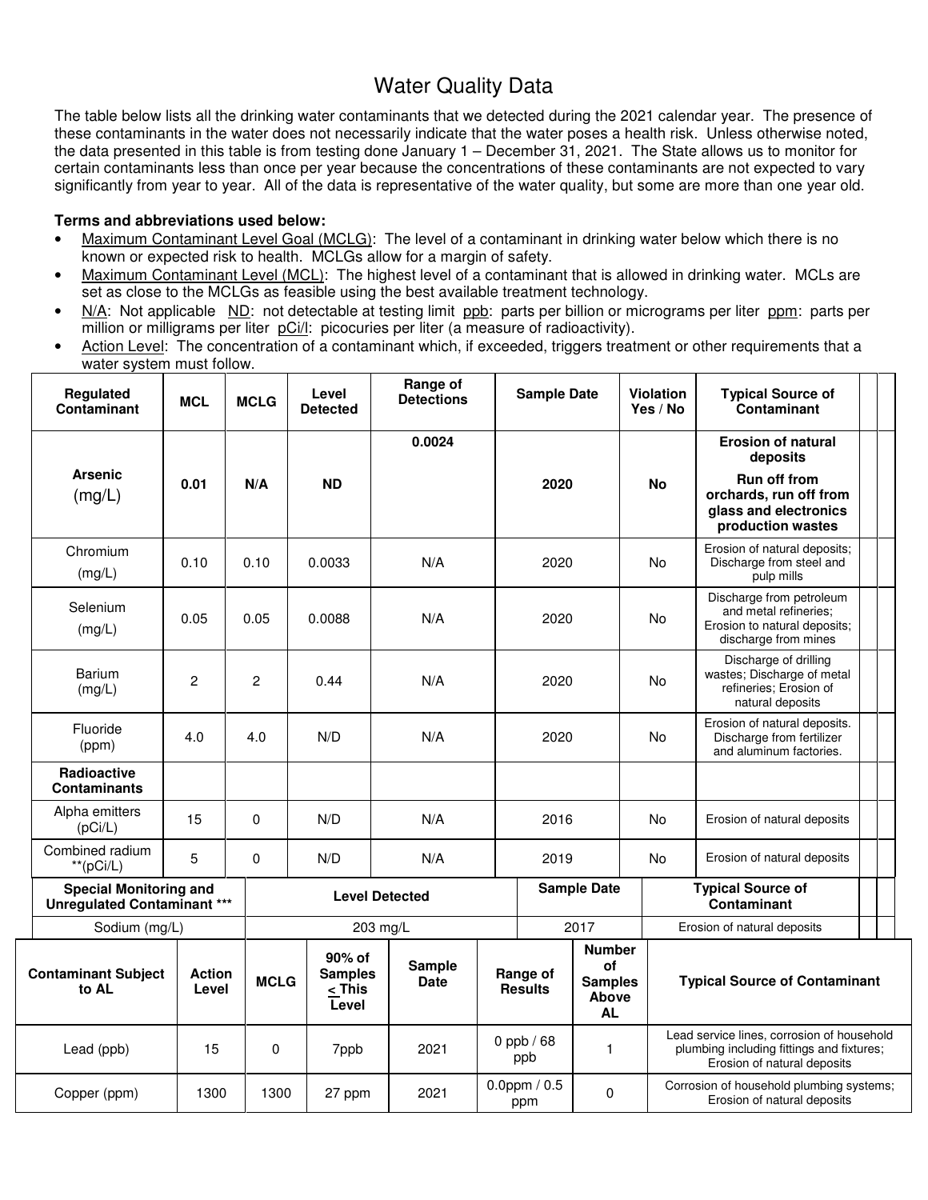# Water Quality Data

The table below lists all the drinking water contaminants that we detected during the 2021 calendar year. The presence of these contaminants in the water does not necessarily indicate that the water poses a health risk. Unless otherwise noted, the data presented in this table is from testing done January 1 – December 31, 2021. The State allows us to monitor for certain contaminants less than once per year because the concentrations of these contaminants are not expected to vary significantly from year to year. All of the data is representative of the water quality, but some are more than one year old.

**Terms and abbreviations used below:**

- Maximum Contaminant Level Goal (MCLG): The level of a contaminant in drinking water below which there is no known or expected risk to health. MCLGs allow for a margin of safety.
- Maximum Contaminant Level (MCL): The highest level of a contaminant that is allowed in drinking water. MCLs are set as close to the MCLGs as feasible using the best available treatment technology.
- N/A: Not applicable ND: not detectable at testing limit ppb: parts per billion or micrograms per liter ppm: parts per million or milligrams per liter pCi/l: picocuries per liter (a measure of radioactivity).
- Action Level: The concentration of a contaminant which, if exceeded, triggers treatment or other requirements that a water system must follow.

| Regulated Contaminant | MCL | MCLG | Level Detected | Range of Detections | Sample Date | Violation Yes / No | Typical Source of Contaminant |
|---|---|---|---|---|---|---|---|
| **Arsenic** (mg/L) | **0.01** | **N/A** | **ND** | **0.0024** | **2020** | **No** | **Erosion of natural deposits** **Run off from orchards, run off from glass and electronics production wastes** |
| Chromium (mg/L) | 0.10 | 0.10 | 0.0033 | N/A | 2020 | No | Erosion of natural deposits; Discharge from steel and pulp mills |
| Selenium (mg/L) | 0.05 | 0.05 | 0.0088 | N/A | 2020 | No | Discharge from petroleum and metal refineries; Erosion to natural deposits; discharge from mines |
| Barium (mg/L) | 2 | 2 | 0.44 | N/A | 2020 | No | Discharge of drilling wastes; Discharge of metal refineries; Erosion of natural deposits |
| Fluoride (ppm) | 4.0 | 4.0 | N/D | N/A | 2020 | No | Erosion of natural deposits. Discharge from fertilizer and aluminum factories. |
| **Radioactive Contaminants** | | | | | | | |
| Alpha emitters (pCi/L) | 15 | 0 | N/D | N/A | 2016 | No | Erosion of natural deposits |
| Combined radium **(pCi/L) | 5 | 0 | N/D | N/A | 2019 | No | Erosion of natural deposits |

| Special Monitoring and Unregulated Contaminant *** | Level Detected | Sample Date | Typical Source of Contaminant |
|---|---|---|---|
| Sodium (mg/L) | 203 mg/L | 2017 | Erosion of natural deposits |

| Contaminant Subject to AL | Action Level | MCLG | 90% of Samples < This Level | Sample Date | Range of Results | Number of Samples Above AL | Typical Source of Contaminant |
|---|---|---|---|---|---|---|---|
| Lead (ppb) | 15 | 0 | 7ppb | 2021 | 0 ppb / 68 ppb | 1 | Lead service lines, corrosion of household plumbing including fittings and fixtures; Erosion of natural deposits |
| Copper (ppm) | 1300 | 1300 | 27 ppm | 2021 | 0.0ppm / 0.5 ppm | 0 | Corrosion of household plumbing systems; Erosion of natural deposits |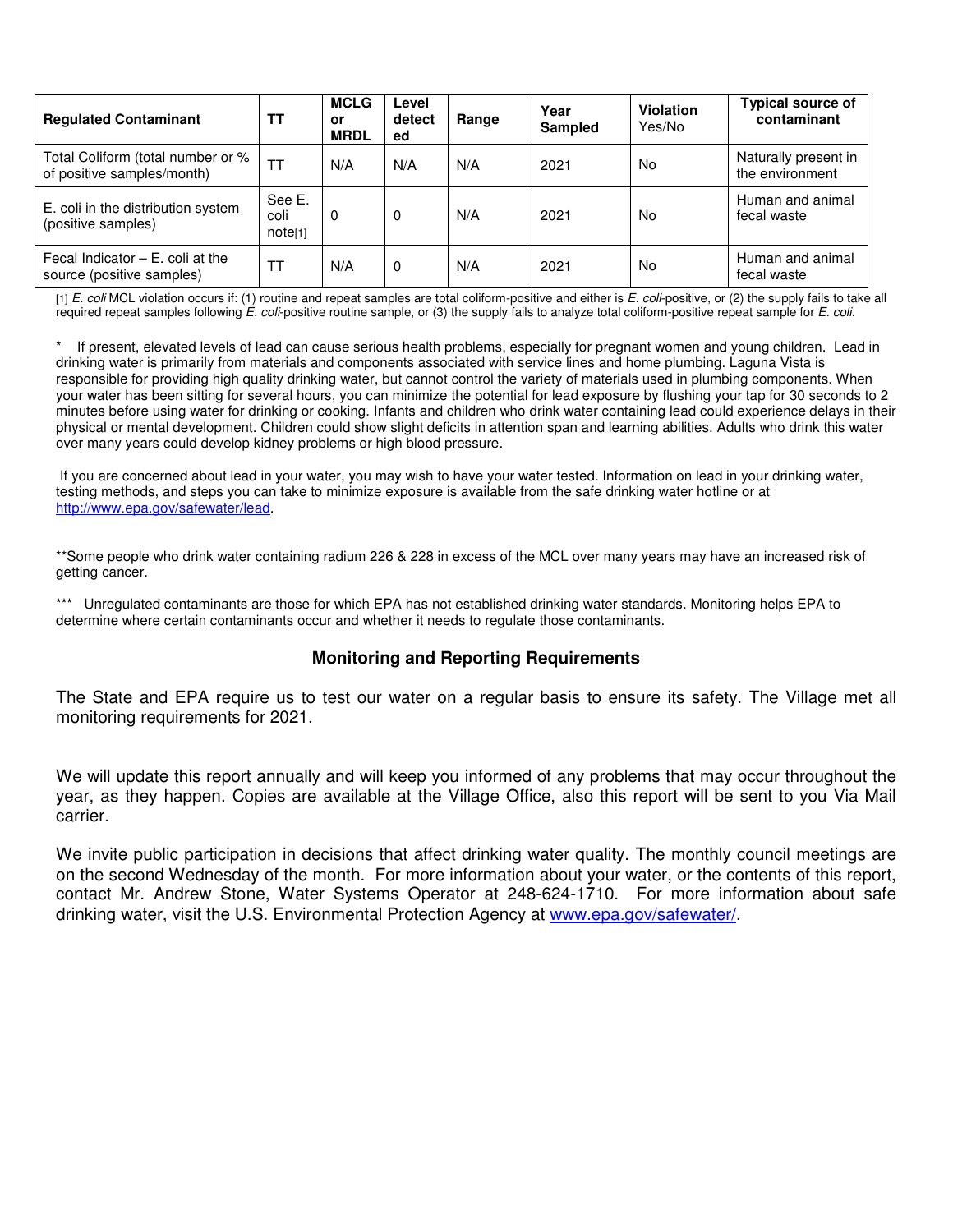| Regulated Contaminant | TT | MCLG or MRDL | Level detected | Range | Year Sampled | Violation Yes/No | Typical source of contaminant |
|---|---|---|---|---|---|---|---|
| Total Coliform (total number or % of positive samples/month) | TT | N/A | N/A | N/A | 2021 | No | Naturally present in the environment |
| E. coli in the distribution system (positive samples) | See E. coli note[1] | 0 | 0 | N/A | 2021 | No | Human and animal fecal waste |
| Fecal Indicator – E. coli at the source (positive samples) | TT | N/A | 0 | N/A | 2021 | No | Human and animal fecal waste |

[1] *E. coli* MCL violation occurs if: (1) routine and repeat samples are total coliform-positive and either is *E. coli*-positive, or (2) the supply fails to take all required repeat samples following *E. coli*-positive routine sample, or (3) the supply fails to analyze total coliform-positive repeat sample for *E. coli*.

\* If present, elevated levels of lead can cause serious health problems, especially for pregnant women and young children. Lead in drinking water is primarily from materials and components associated with service lines and home plumbing. Laguna Vista is responsible for providing high quality drinking water, but cannot control the variety of materials used in plumbing components. When your water has been sitting for several hours, you can minimize the potential for lead exposure by flushing your tap for 30 seconds to 2 minutes before using water for drinking or cooking. Infants and children who drink water containing lead could experience delays in their physical or mental development. Children could show slight deficits in attention span and learning abilities. Adults who drink this water over many years could develop kidney problems or high blood pressure.

If you are concerned about lead in your water, you may wish to have your water tested. Information on lead in your drinking water, testing methods, and steps you can take to minimize exposure is available from the safe drinking water hotline or at http://www.epa.gov/safewater/lead.

\*\*Some people who drink water containing radium 226 & 228 in excess of the MCL over many years may have an increased risk of getting cancer.

\*\*\* Unregulated contaminants are those for which EPA has not established drinking water standards. Monitoring helps EPA to determine where certain contaminants occur and whether it needs to regulate those contaminants.

## Monitoring and Reporting Requirements

The State and EPA require us to test our water on a regular basis to ensure its safety. The Village met all monitoring requirements for 2021.

We will update this report annually and will keep you informed of any problems that may occur throughout the year, as they happen. Copies are available at the Village Office, also this report will be sent to you Via Mail carrier.

We invite public participation in decisions that affect drinking water quality. The monthly council meetings are on the second Wednesday of the month. For more information about your water, or the contents of this report, contact Mr. Andrew Stone, Water Systems Operator at 248-624-1710. For more information about safe drinking water, visit the U.S. Environmental Protection Agency at www.epa.gov/safewater/.